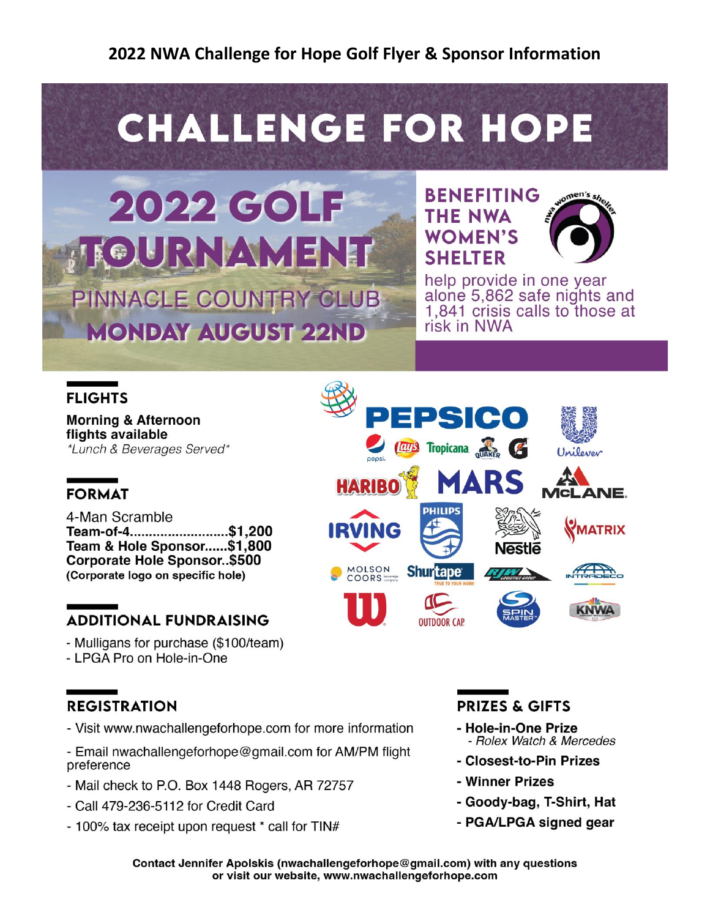# 2022 NWA Challenge for Hope Golf Flyer & Sponsor Information

# CHALLENGE FOR HOPE

## 2022 GOLF TOURNAMENT

PINNACLE COUNTRY CLUB

MONDAY AUGUST 22ND

**BENEFITING THE NWA WOMEN'S SHELTER**

help provide in one year alone 5,862 safe nights and 1,841 crisis calls to those at risk in NWA

## FLIGHTS

**Morning & Afternoon flights available**

*\*Lunch & Beverages Served\**

## FORMAT

4-Man Scramble

**Team-of-4..........................$1,200**

**Team & Hole Sponsor......$1,800**

**Corporate Hole Sponsor..$500**

**(Corporate logo on specific hole)**

## ADDITIONAL FUNDRAISING

- Mulligans for purchase ($100/team)
- LPGA Pro on Hole-in-One

## REGISTRATION

- Visit www.nwachallengeforhope.com for more information
- Email nwachallengeforhope@gmail.com for AM/PM flight preference
- Mail check to P.O. Box 1448 Rogers, AR 72757
- Call 479-236-5112 for Credit Card
- 100% tax receipt upon request * call for TIN#

## PRIZES & GIFTS

- **Hole-in-One Prize**
  - *Rolex Watch & Mercedes*
- **Closest-to-Pin Prizes**
- **Winner Prizes**
- **Goody-bag, T-Shirt, Hat**
- **PGA/LPGA signed gear**

**Contact Jennifer Apolskis (nwachallengeforhope@gmail.com) with any questions or visit our website, www.nwachallengeforhope.com**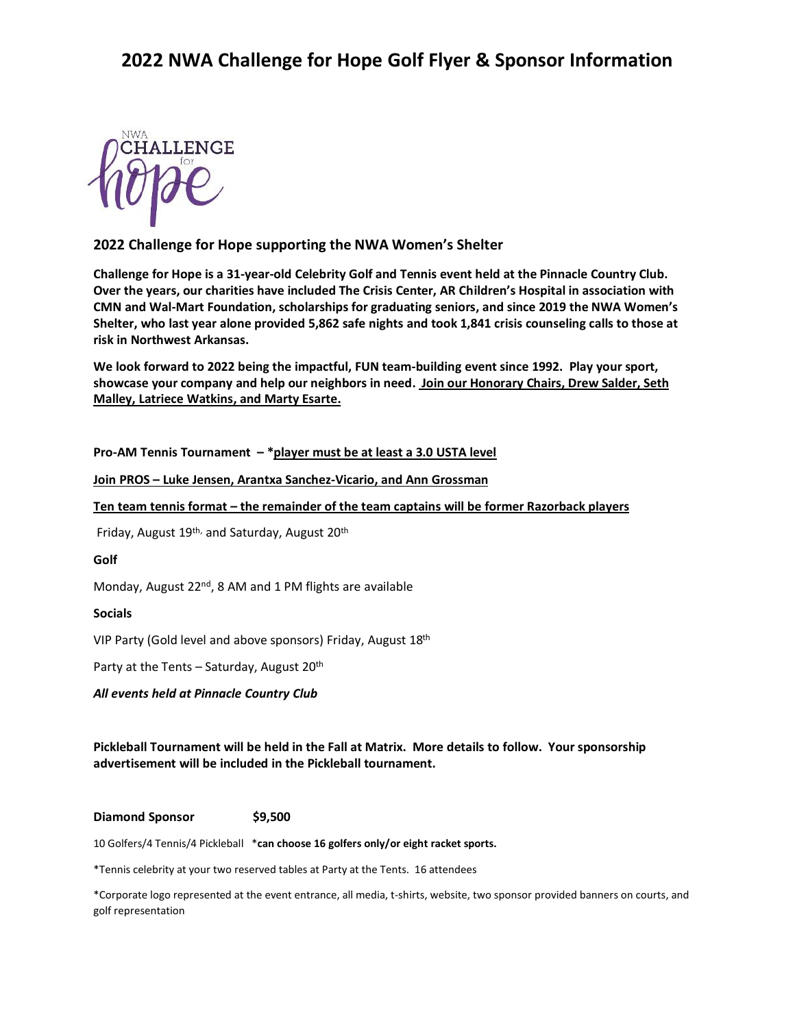# 2022 NWA Challenge for Hope Golf Flyer & Sponsor Information

NWA CHALLENGE for hope

**2022 Challenge for Hope supporting the NWA Women's Shelter**

**Challenge for Hope is a 31-year-old Celebrity Golf and Tennis event held at the Pinnacle Country Club. Over the years, our charities have included The Crisis Center, AR Children's Hospital in association with CMN and Wal-Mart Foundation, scholarships for graduating seniors, and since 2019 the NWA Women's Shelter, who last year alone provided 5,862 safe nights and took 1,841 crisis counseling calls to those at risk in Northwest Arkansas.**

**We look forward to 2022 being the impactful, FUN team-building event since 1992. Play your sport, showcase your company and help our neighbors in need. Join our Honorary Chairs, Drew Salder, Seth Malley, Latriece Watkins, and Marty Esarte.**

**Pro-AM Tennis Tournament – *player must be at least a 3.0 USTA level**

**Join PROS – Luke Jensen, Arantxa Sanchez-Vicario, and Ann Grossman**

**Ten team tennis format – the remainder of the team captains will be former Razorback players**

Friday, August 19th, and Saturday, August 20th

**Golf**

Monday, August 22nd, 8 AM and 1 PM flights are available

**Socials**

VIP Party (Gold level and above sponsors) Friday, August 18th

Party at the Tents – Saturday, August 20th

***All events held at Pinnacle Country Club***

**Pickleball Tournament will be held in the Fall at Matrix. More details to follow. Your sponsorship advertisement will be included in the Pickleball tournament.**

**Diamond Sponsor $9,500**

10 Golfers/4 Tennis/4 Pickleball ***can choose 16 golfers only/or eight racket sports.**

*Tennis celebrity at your two reserved tables at Party at the Tents. 16 attendees

*Corporate logo represented at the event entrance, all media, t-shirts, website, two sponsor provided banners on courts, and golf representation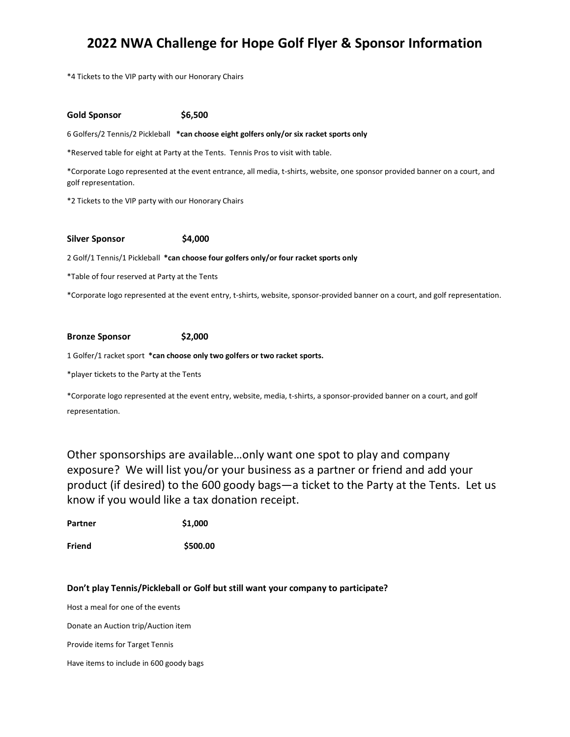# 2022 NWA Challenge for Hope Golf Flyer & Sponsor Information

*4 Tickets to the VIP party with our Honorary Chairs

**Gold Sponsor $6,500**

6 Golfers/2 Tennis/2 Pickleball **\*can choose eight golfers only/or six racket sports only**

*Reserved table for eight at Party at the Tents. Tennis Pros to visit with table.

*Corporate Logo represented at the event entrance, all media, t-shirts, website, one sponsor provided banner on a court, and golf representation.

*2 Tickets to the VIP party with our Honorary Chairs

**Silver Sponsor $4,000**

2 Golf/1 Tennis/1 Pickleball **\*can choose four golfers only/or four racket sports only**

*Table of four reserved at Party at the Tents

*Corporate logo represented at the event entry, t-shirts, website, sponsor-provided banner on a court, and golf representation.

**Bronze Sponsor $2,000**

1 Golfer/1 racket sport **\*can choose only two golfers or two racket sports.**

*player tickets to the Party at the Tents

*Corporate logo represented at the event entry, website, media, t-shirts, a sponsor-provided banner on a court, and golf representation.

Other sponsorships are available…only want one spot to play and company exposure? We will list you/or your business as a partner or friend and add your product (if desired) to the 600 goody bags—a ticket to the Party at the Tents. Let us know if you would like a tax donation receipt.

**Partner $1,000**

**Friend $500.00**

**Don't play Tennis/Pickleball or Golf but still want your company to participate?**

Host a meal for one of the events

Donate an Auction trip/Auction item

Provide items for Target Tennis

Have items to include in 600 goody bags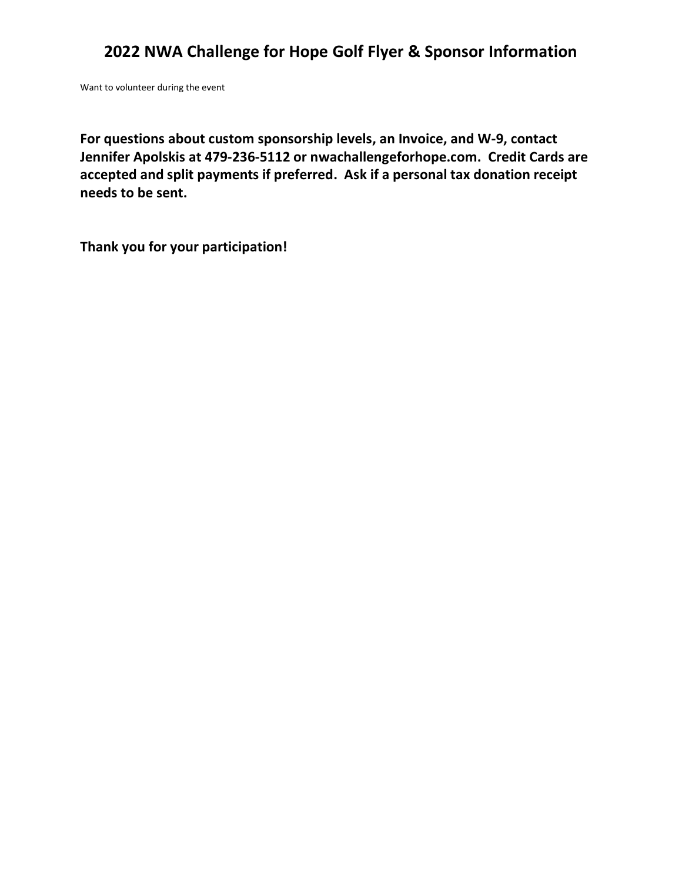# 2022 NWA Challenge for Hope Golf Flyer & Sponsor Information

Want to volunteer during the event

**For questions about custom sponsorship levels, an Invoice, and W-9, contact Jennifer Apolskis at 479-236-5112 or nwachallengeforhope.com. Credit Cards are accepted and split payments if preferred. Ask if a personal tax donation receipt needs to be sent.**

**Thank you for your participation!**